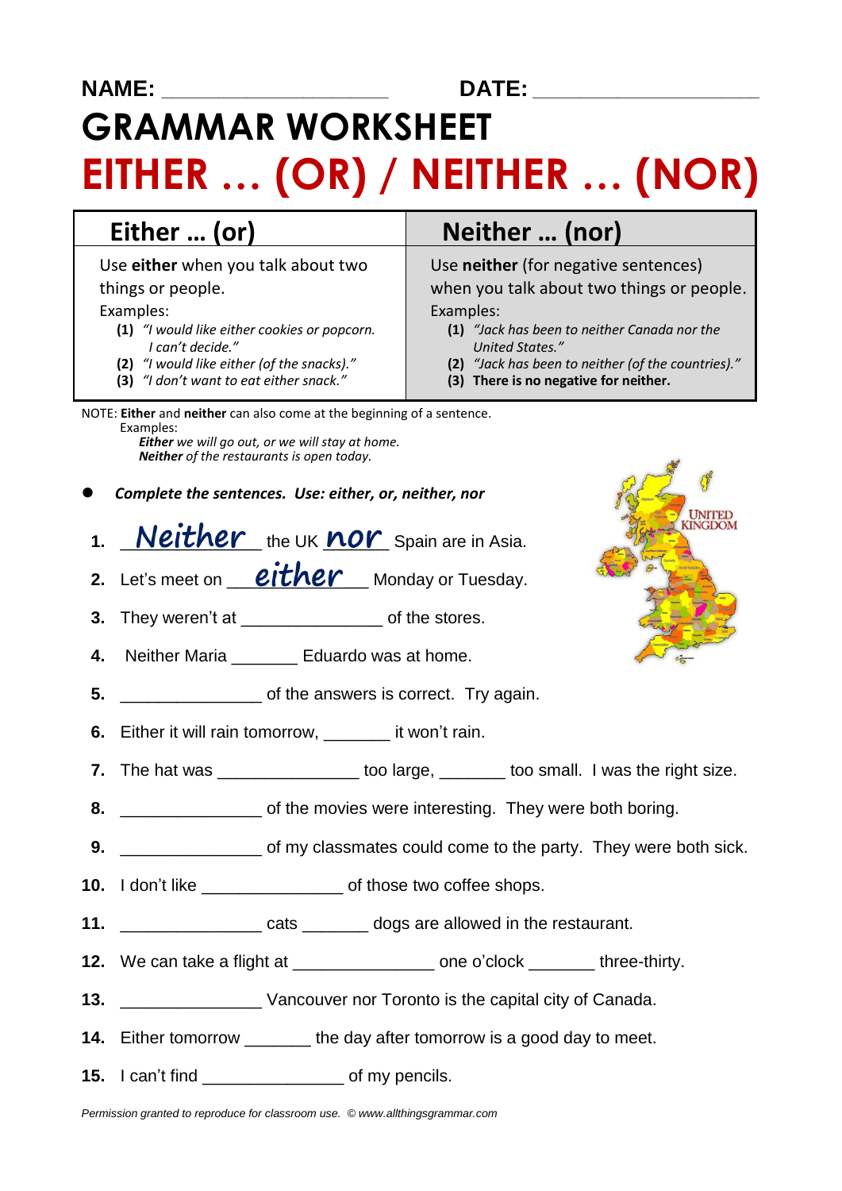**NAME:** ____________________ **DATE:** ____________________

# GRAMMAR WORKSHEET

# EITHER … (OR) / NEITHER … (NOR)

| Either … (or) | Neither … (nor) |
|---|---|
| Use **either** when you talk about two things or people.<br>Examples:<br>**(1)** *"I would like either cookies or popcorn. I can't decide."*<br>**(2)** *"I would like either (of the snacks)."*<br>**(3)** *"I don't want to eat either snack."* | Use **neither** (for negative sentences) when you talk about two things or people.<br>Examples:<br>**(1)** *"Jack has been to neither Canada nor the United States."*<br>**(2)** *"Jack has been to neither (of the countries)."*<br>**(3) There is no negative for neither.** |

NOTE: **Either** and **neither** can also come at the beginning of a sentence.
Examples:
***Either*** *we will go out, or we will stay at home.*
***Neither*** *of the restaurants is open today.*

- ***Complete the sentences. Use: either, or, neither, nor***

1. Neither the UK nor Spain are in Asia.
2. Let's meet on either Monday or Tuesday.
3. They weren't at _______________ of the stores.
4. Neither Maria _______ Eduardo was at home.
5. _______________ of the answers is correct. Try again.
6. Either it will rain tomorrow, _______ it won't rain.
7. The hat was _______________ too large, _______ too small. I was the right size.
8. _______________ of the movies were interesting. They were both boring.
9. _______________ of my classmates could come to the party. They were both sick.
10. I don't like _______________ of those two coffee shops.
11. _______________ cats _______ dogs are allowed in the restaurant.
12. We can take a flight at _______________ one o'clock _______ three-thirty.
13. _______________ Vancouver nor Toronto is the capital city of Canada.
14. Either tomorrow _______ the day after tomorrow is a good day to meet.
15. I can't find _______________ of my pencils.

*Permission granted to reproduce for classroom use. © www.allthingsgrammar.com*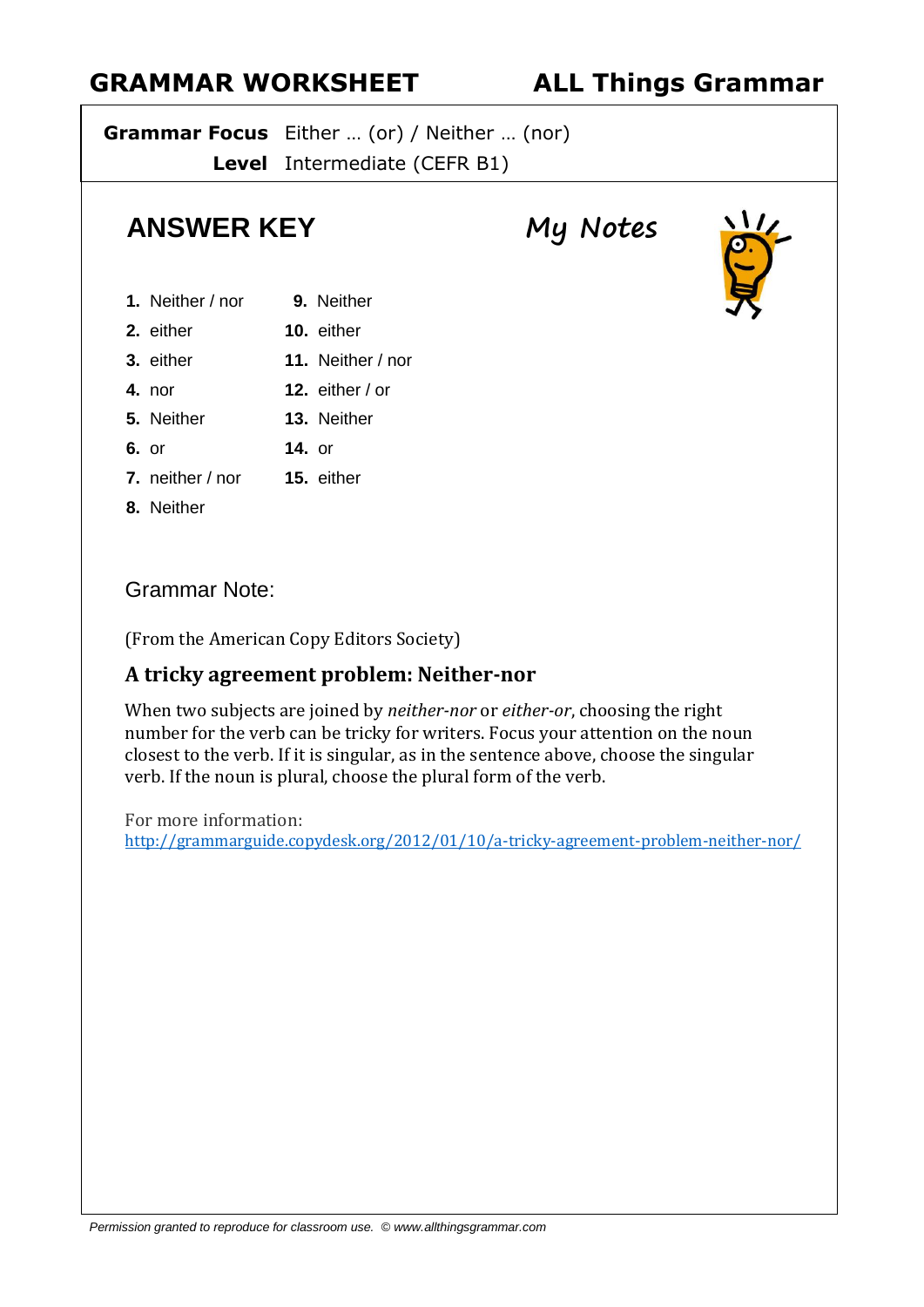# GRAMMAR WORKSHEET

**ALL Things Grammar**

**Grammar Focus** Either … (or) / Neither … (nor)
**Level** Intermediate (CEFR B1)

## ANSWER KEY

*My Notes*

1. Neither / nor
2. either
3. either
4. nor
5. Neither
6. or
7. neither / nor
8. Neither
9. Neither
10. either
11. Neither / nor
12. either / or
13. Neither
14. or
15. either

Grammar Note:

(From the American Copy Editors Society)

### A tricky agreement problem: Neither-nor

When two subjects are joined by *neither-nor* or *either-or*, choosing the right number for the verb can be tricky for writers. Focus your attention on the noun closest to the verb. If it is singular, as in the sentence above, choose the singular verb. If the noun is plural, choose the plural form of the verb.

For more information:
http://grammarguide.copydesk.org/2012/01/10/a-tricky-agreement-problem-neither-nor/

*Permission granted to reproduce for classroom use. © www.allthingsgrammar.com*